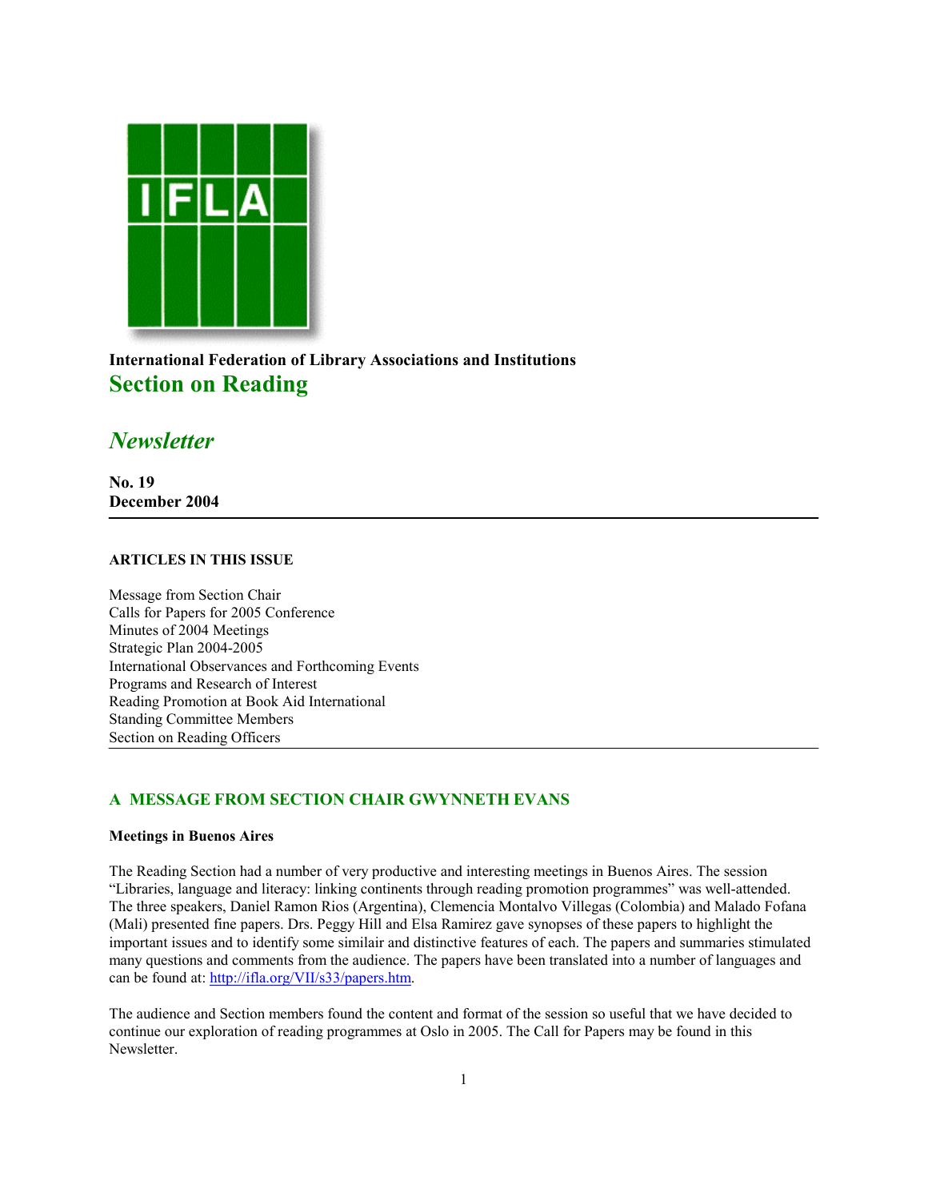International Federation of Library Associations and Institutions

# Section on Reading

## *Newsletter*

**No. 19**
**December 2004**

---

**ARTICLES IN THIS ISSUE**

Message from Section Chair
Calls for Papers for 2005 Conference
Minutes of 2004 Meetings
Strategic Plan 2004-2005
International Observances and Forthcoming Events
Programs and Research of Interest
Reading Promotion at Book Aid International
Standing Committee Members
Section on Reading Officers

---

## A MESSAGE FROM SECTION CHAIR GWYNNETH EVANS

**Meetings in Buenos Aires**

The Reading Section had a number of very productive and interesting meetings in Buenos Aires. The session "Libraries, language and literacy: linking continents through reading promotion programmes" was well-attended. The three speakers, Daniel Ramon Rios (Argentina), Clemencia Montalvo Villegas (Colombia) and Malado Fofana (Mali) presented fine papers. Drs. Peggy Hill and Elsa Ramirez gave synopses of these papers to highlight the important issues and to identify some similair and distinctive features of each. The papers and summaries stimulated many questions and comments from the audience. The papers have been translated into a number of languages and can be found at: http://ifla.org/VII/s33/papers.htm.

The audience and Section members found the content and format of the session so useful that we have decided to continue our exploration of reading programmes at Oslo in 2005. The Call for Papers may be found in this Newsletter.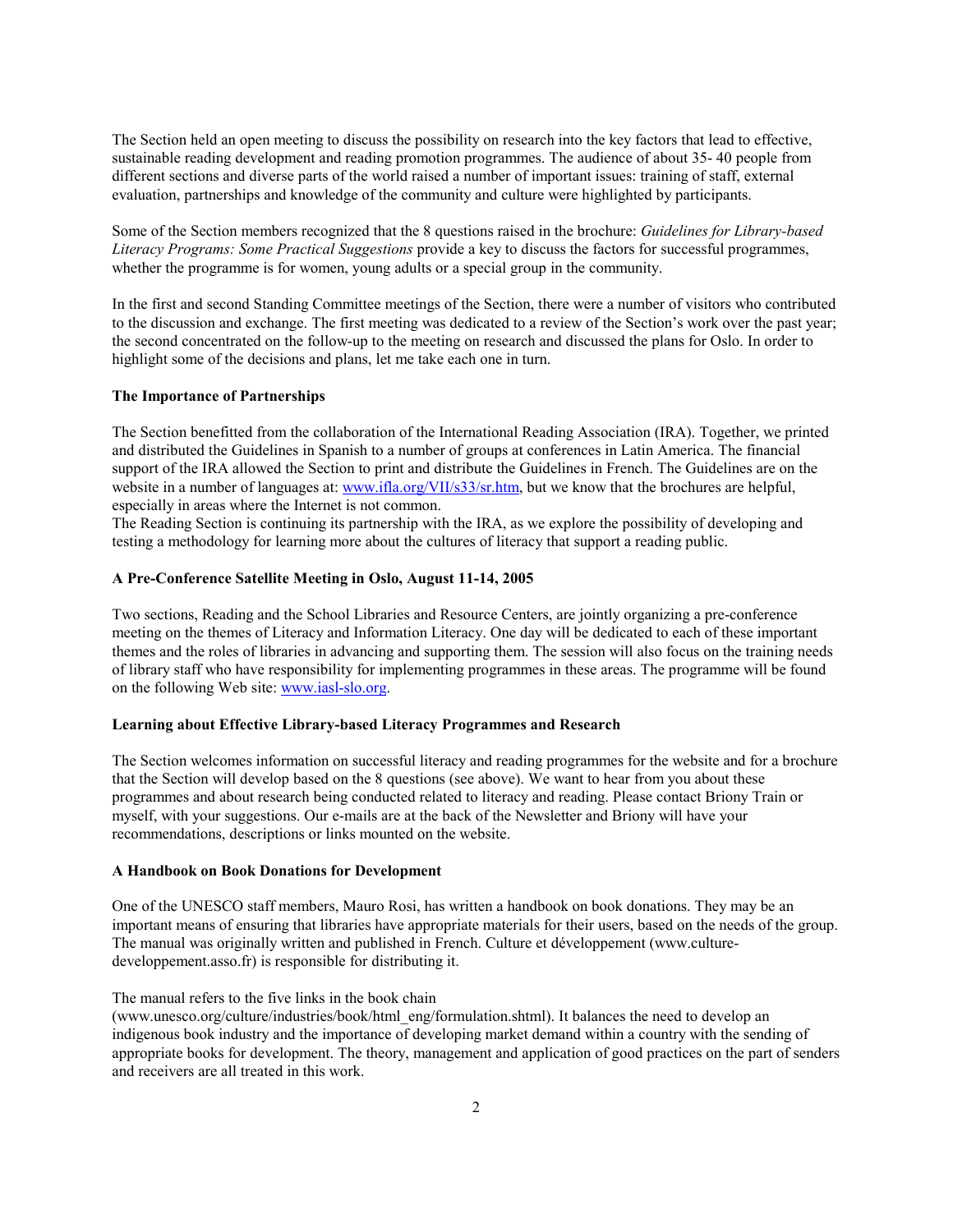The Section held an open meeting to discuss the possibility on research into the key factors that lead to effective, sustainable reading development and reading promotion programmes. The audience of about 35- 40 people from different sections and diverse parts of the world raised a number of important issues: training of staff, external evaluation, partnerships and knowledge of the community and culture were highlighted by participants.

Some of the Section members recognized that the 8 questions raised in the brochure: *Guidelines for Library-based Literacy Programs: Some Practical Suggestions* provide a key to discuss the factors for successful programmes, whether the programme is for women, young adults or a special group in the community.

In the first and second Standing Committee meetings of the Section, there were a number of visitors who contributed to the discussion and exchange. The first meeting was dedicated to a review of the Section's work over the past year; the second concentrated on the follow-up to the meeting on research and discussed the plans for Oslo. In order to highlight some of the decisions and plans, let me take each one in turn.

**The Importance of Partnerships**

The Section benefitted from the collaboration of the International Reading Association (IRA). Together, we printed and distributed the Guidelines in Spanish to a number of groups at conferences in Latin America. The financial support of the IRA allowed the Section to print and distribute the Guidelines in French. The Guidelines are on the website in a number of languages at: www.ifla.org/VII/s33/sr.htm, but we know that the brochures are helpful, especially in areas where the Internet is not common.
The Reading Section is continuing its partnership with the IRA, as we explore the possibility of developing and testing a methodology for learning more about the cultures of literacy that support a reading public.

**A Pre-Conference Satellite Meeting in Oslo, August 11-14, 2005**

Two sections, Reading and the School Libraries and Resource Centers, are jointly organizing a pre-conference meeting on the themes of Literacy and Information Literacy. One day will be dedicated to each of these important themes and the roles of libraries in advancing and supporting them. The session will also focus on the training needs of library staff who have responsibility for implementing programmes in these areas. The programme will be found on the following Web site: www.iasl-slo.org.

**Learning about Effective Library-based Literacy Programmes and Research**

The Section welcomes information on successful literacy and reading programmes for the website and for a brochure that the Section will develop based on the 8 questions (see above). We want to hear from you about these programmes and about research being conducted related to literacy and reading. Please contact Briony Train or myself, with your suggestions. Our e-mails are at the back of the Newsletter and Briony will have your recommendations, descriptions or links mounted on the website.

**A Handbook on Book Donations for Development**

One of the UNESCO staff members, Mauro Rosi, has written a handbook on book donations. They may be an important means of ensuring that libraries have appropriate materials for their users, based on the needs of the group. The manual was originally written and published in French. Culture et développement (www.culture-developpement.asso.fr) is responsible for distributing it.

The manual refers to the five links in the book chain (www.unesco.org/culture/industries/book/html_eng/formulation.shtml). It balances the need to develop an indigenous book industry and the importance of developing market demand within a country with the sending of appropriate books for development. The theory, management and application of good practices on the part of senders and receivers are all treated in this work.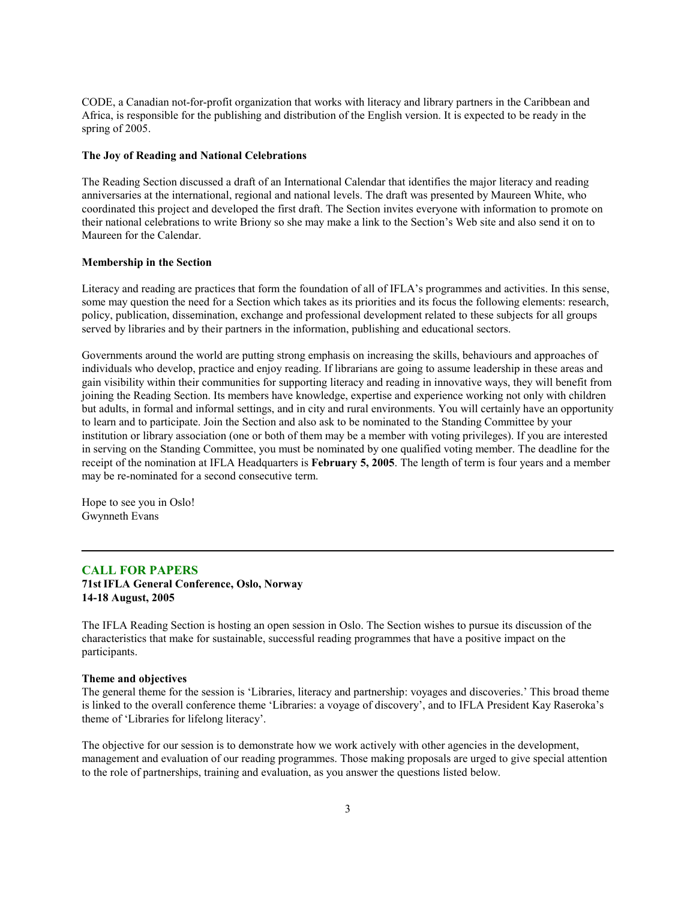CODE, a Canadian not-for-profit organization that works with literacy and library partners in the Caribbean and Africa, is responsible for the publishing and distribution of the English version. It is expected to be ready in the spring of 2005.

**The Joy of Reading and National Celebrations**

The Reading Section discussed a draft of an International Calendar that identifies the major literacy and reading anniversaries at the international, regional and national levels. The draft was presented by Maureen White, who coordinated this project and developed the first draft. The Section invites everyone with information to promote on their national celebrations to write Briony so she may make a link to the Section's Web site and also send it on to Maureen for the Calendar.

**Membership in the Section**

Literacy and reading are practices that form the foundation of all of IFLA's programmes and activities. In this sense, some may question the need for a Section which takes as its priorities and its focus the following elements: research, policy, publication, dissemination, exchange and professional development related to these subjects for all groups served by libraries and by their partners in the information, publishing and educational sectors.

Governments around the world are putting strong emphasis on increasing the skills, behaviours and approaches of individuals who develop, practice and enjoy reading. If librarians are going to assume leadership in these areas and gain visibility within their communities for supporting literacy and reading in innovative ways, they will benefit from joining the Reading Section. Its members have knowledge, expertise and experience working not only with children but adults, in formal and informal settings, and in city and rural environments. You will certainly have an opportunity to learn and to participate. Join the Section and also ask to be nominated to the Standing Committee by your institution or library association (one or both of them may be a member with voting privileges). If you are interested in serving on the Standing Committee, you must be nominated by one qualified voting member. The deadline for the receipt of the nomination at IFLA Headquarters is **February 5, 2005**. The length of term is four years and a member may be re-nominated for a second consecutive term.

Hope to see you in Oslo!
Gwynneth Evans

---

## CALL FOR PAPERS

**71st IFLA General Conference, Oslo, Norway**
**14-18 August, 2005**

The IFLA Reading Section is hosting an open session in Oslo. The Section wishes to pursue its discussion of the characteristics that make for sustainable, successful reading programmes that have a positive impact on the participants.

**Theme and objectives**

The general theme for the session is 'Libraries, literacy and partnership: voyages and discoveries.' This broad theme is linked to the overall conference theme 'Libraries: a voyage of discovery', and to IFLA President Kay Raseroka's theme of 'Libraries for lifelong literacy'.

The objective for our session is to demonstrate how we work actively with other agencies in the development, management and evaluation of our reading programmes. Those making proposals are urged to give special attention to the role of partnerships, training and evaluation, as you answer the questions listed below.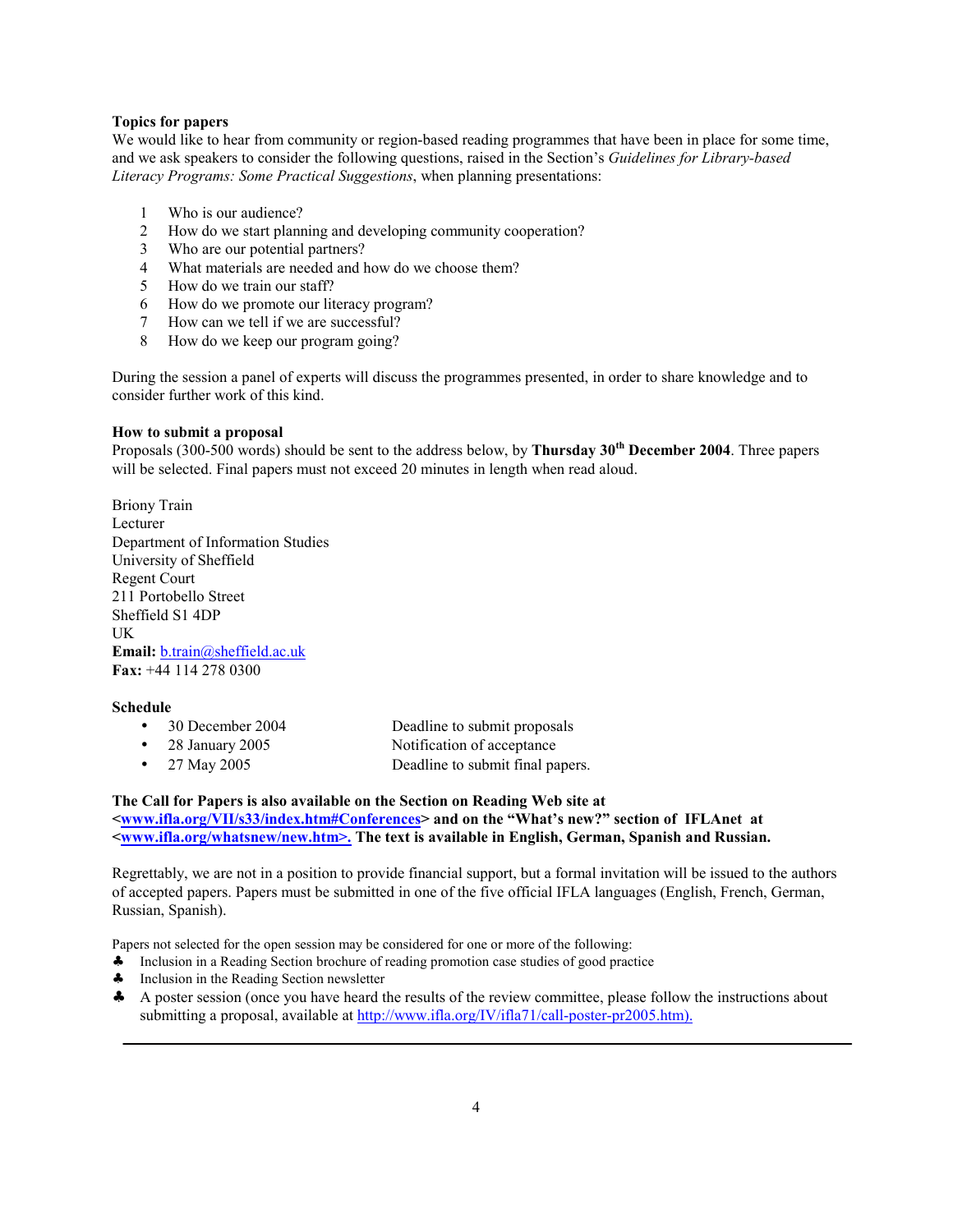**Topics for papers**

We would like to hear from community or region-based reading programmes that have been in place for some time, and we ask speakers to consider the following questions, raised in the Section's *Guidelines for Library-based Literacy Programs: Some Practical Suggestions*, when planning presentations:

1. Who is our audience?
2. How do we start planning and developing community cooperation?
3. Who are our potential partners?
4. What materials are needed and how do we choose them?
5. How do we train our staff?
6. How do we promote our literacy program?
7. How can we tell if we are successful?
8. How do we keep our program going?

During the session a panel of experts will discuss the programmes presented, in order to share knowledge and to consider further work of this kind.

**How to submit a proposal**

Proposals (300-500 words) should be sent to the address below, by **Thursday 30th December 2004**. Three papers will be selected. Final papers must not exceed 20 minutes in length when read aloud.

Briony Train
Lecturer
Department of Information Studies
University of Sheffield
Regent Court
211 Portobello Street
Sheffield S1 4DP
UK
**Email:** b.train@sheffield.ac.uk
**Fax:** +44 114 278 0300

**Schedule**

- 30 December 2004 — Deadline to submit proposals
- 28 January 2005 — Notification of acceptance
- 27 May 2005 — Deadline to submit final papers.

**The Call for Papers is also available on the Section on Reading Web site at <www.ifla.org/VII/s33/index.htm#Conferences> and on the "What's new?" section of IFLAnet at <www.ifla.org/whatsnew/new.htm>. The text is available in English, German, Spanish and Russian.**

Regrettably, we are not in a position to provide financial support, but a formal invitation will be issued to the authors of accepted papers. Papers must be submitted in one of the five official IFLA languages (English, French, German, Russian, Spanish).

Papers not selected for the open session may be considered for one or more of the following:

- ♣ Inclusion in a Reading Section brochure of reading promotion case studies of good practice
- ♣ Inclusion in the Reading Section newsletter
- ♣ A poster session (once you have heard the results of the review committee, please follow the instructions about submitting a proposal, available at http://www.ifla.org/IV/ifla71/call-poster-pr2005.htm).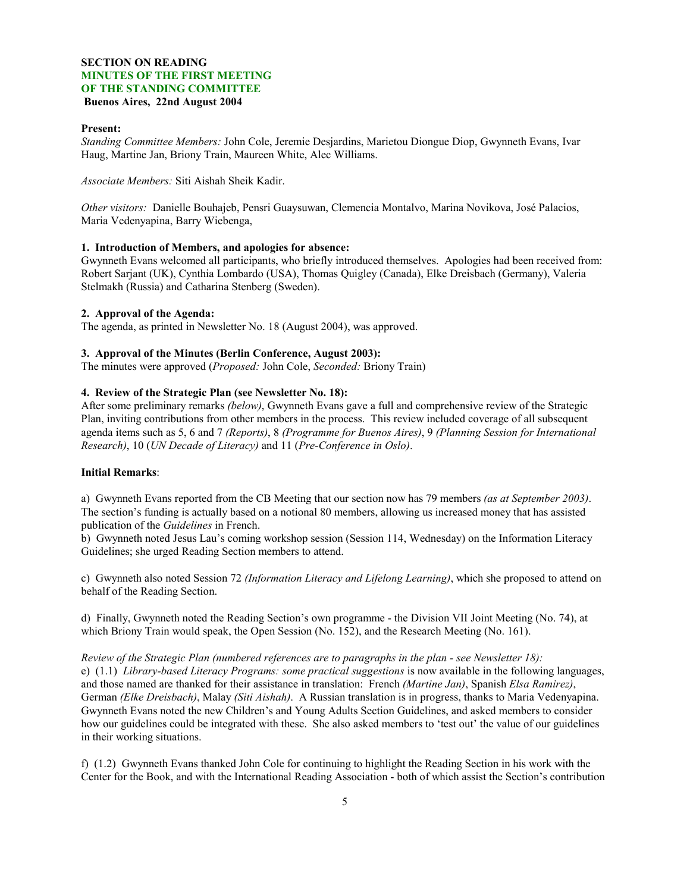**SECTION ON READING**
**MINUTES OF THE FIRST MEETING**
**OF THE STANDING COMMITTEE**
**Buenos Aires, 22nd August 2004**

**Present:**
*Standing Committee Members:* John Cole, Jeremie Desjardins, Marietou Diongue Diop, Gwynneth Evans, Ivar Haug, Martine Jan, Briony Train, Maureen White, Alec Williams.

*Associate Members:* Siti Aishah Sheik Kadir.

*Other visitors:* Danielle Bouhajeb, Pensri Guaysuwan, Clemencia Montalvo, Marina Novikova, José Palacios, Maria Vedenyapina, Barry Wiebenga,

**1. Introduction of Members, and apologies for absence:**
Gwynneth Evans welcomed all participants, who briefly introduced themselves. Apologies had been received from: Robert Sarjant (UK), Cynthia Lombardo (USA), Thomas Quigley (Canada), Elke Dreisbach (Germany), Valeria Stelmakh (Russia) and Catharina Stenberg (Sweden).

**2. Approval of the Agenda:**
The agenda, as printed in Newsletter No. 18 (August 2004), was approved.

**3. Approval of the Minutes (Berlin Conference, August 2003):**
The minutes were approved (*Proposed:* John Cole, *Seconded:* Briony Train)

**4. Review of the Strategic Plan (see Newsletter No. 18):**
After some preliminary remarks *(below)*, Gwynneth Evans gave a full and comprehensive review of the Strategic Plan, inviting contributions from other members in the process. This review included coverage of all subsequent agenda items such as 5, 6 and 7 *(Reports)*, 8 *(Programme for Buenos Aires)*, 9 *(Planning Session for International Research)*, 10 (*UN Decade of Literacy)* and 11 (*Pre-Conference in Oslo)*.

**Initial Remarks**:

a) Gwynneth Evans reported from the CB Meeting that our section now has 79 members *(as at September 2003)*. The section's funding is actually based on a notional 80 members, allowing us increased money that has assisted publication of the *Guidelines* in French.
b) Gwynneth noted Jesus Lau's coming workshop session (Session 114, Wednesday) on the Information Literacy Guidelines; she urged Reading Section members to attend.

c) Gwynneth also noted Session 72 *(Information Literacy and Lifelong Learning)*, which she proposed to attend on behalf of the Reading Section.

d) Finally, Gwynneth noted the Reading Section's own programme - the Division VII Joint Meeting (No. 74), at which Briony Train would speak, the Open Session (No. 152), and the Research Meeting (No. 161).

*Review of the Strategic Plan (numbered references are to paragraphs in the plan - see Newsletter 18):*
e) (1.1) *Library-based Literacy Programs: some practical suggestions* is now available in the following languages, and those named are thanked for their assistance in translation: French *(Martine Jan)*, Spanish *Elsa Ramirez)*, German *(Elke Dreisbach)*, Malay *(Siti Aishah)*. A Russian translation is in progress, thanks to Maria Vedenyapina. Gwynneth Evans noted the new Children's and Young Adults Section Guidelines, and asked members to consider how our guidelines could be integrated with these. She also asked members to 'test out' the value of our guidelines in their working situations.

f) (1.2) Gwynneth Evans thanked John Cole for continuing to highlight the Reading Section in his work with the Center for the Book, and with the International Reading Association - both of which assist the Section's contribution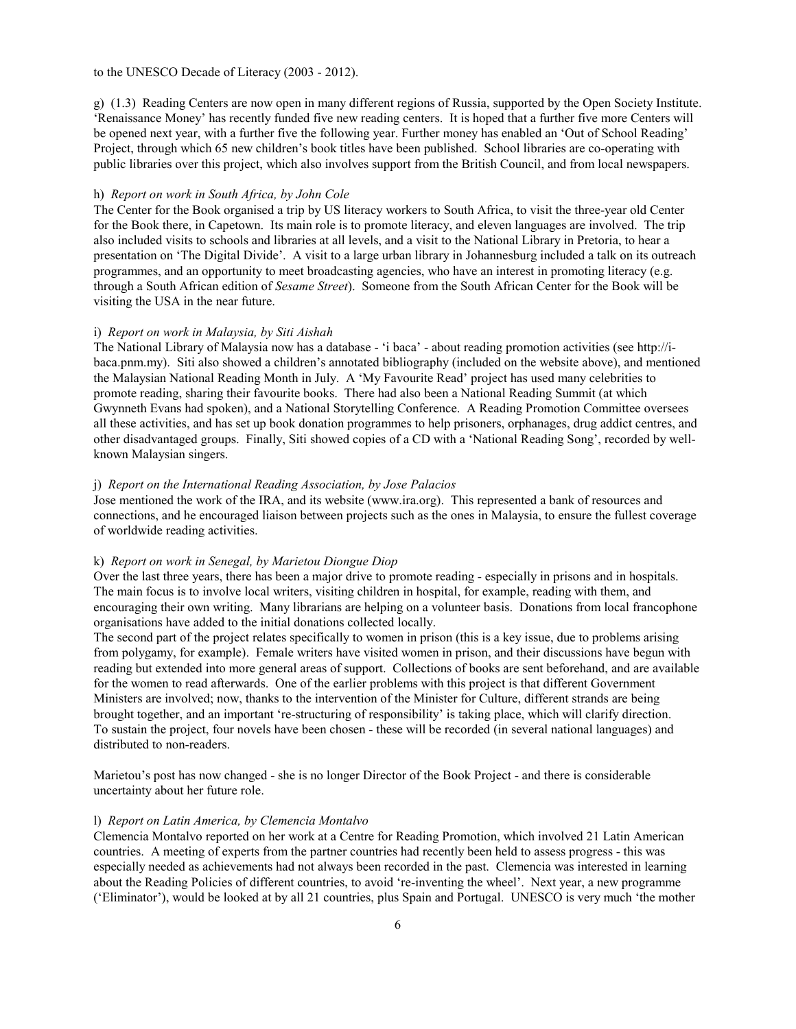to the UNESCO Decade of Literacy (2003 - 2012).

g) (1.3) Reading Centers are now open in many different regions of Russia, supported by the Open Society Institute. 'Renaissance Money' has recently funded five new reading centers. It is hoped that a further five more Centers will be opened next year, with a further five the following year. Further money has enabled an 'Out of School Reading' Project, through which 65 new children's book titles have been published. School libraries are co-operating with public libraries over this project, which also involves support from the British Council, and from local newspapers.

h) *Report on work in South Africa, by John Cole*

The Center for the Book organised a trip by US literacy workers to South Africa, to visit the three-year old Center for the Book there, in Capetown. Its main role is to promote literacy, and eleven languages are involved. The trip also included visits to schools and libraries at all levels, and a visit to the National Library in Pretoria, to hear a presentation on 'The Digital Divide'. A visit to a large urban library in Johannesburg included a talk on its outreach programmes, and an opportunity to meet broadcasting agencies, who have an interest in promoting literacy (e.g. through a South African edition of *Sesame Street*). Someone from the South African Center for the Book will be visiting the USA in the near future.

i) *Report on work in Malaysia, by Siti Aishah*

The National Library of Malaysia now has a database - 'i baca' - about reading promotion activities (see http://i-baca.pnm.my). Siti also showed a children's annotated bibliography (included on the website above), and mentioned the Malaysian National Reading Month in July. A 'My Favourite Read' project has used many celebrities to promote reading, sharing their favourite books. There had also been a National Reading Summit (at which Gwynneth Evans had spoken), and a National Storytelling Conference. A Reading Promotion Committee oversees all these activities, and has set up book donation programmes to help prisoners, orphanages, drug addict centres, and other disadvantaged groups. Finally, Siti showed copies of a CD with a 'National Reading Song', recorded by well-known Malaysian singers.

j) *Report on the International Reading Association, by Jose Palacios*

Jose mentioned the work of the IRA, and its website (www.ira.org). This represented a bank of resources and connections, and he encouraged liaison between projects such as the ones in Malaysia, to ensure the fullest coverage of worldwide reading activities.

k) *Report on work in Senegal, by Marietou Diongue Diop*

Over the last three years, there has been a major drive to promote reading - especially in prisons and in hospitals. The main focus is to involve local writers, visiting children in hospital, for example, reading with them, and encouraging their own writing. Many librarians are helping on a volunteer basis. Donations from local francophone organisations have added to the initial donations collected locally.

The second part of the project relates specifically to women in prison (this is a key issue, due to problems arising from polygamy, for example). Female writers have visited women in prison, and their discussions have begun with reading but extended into more general areas of support. Collections of books are sent beforehand, and are available for the women to read afterwards. One of the earlier problems with this project is that different Government Ministers are involved; now, thanks to the intervention of the Minister for Culture, different strands are being brought together, and an important 're-structuring of responsibility' is taking place, which will clarify direction. To sustain the project, four novels have been chosen - these will be recorded (in several national languages) and distributed to non-readers.

Marietou's post has now changed - she is no longer Director of the Book Project - and there is considerable uncertainty about her future role.

l) *Report on Latin America, by Clemencia Montalvo*

Clemencia Montalvo reported on her work at a Centre for Reading Promotion, which involved 21 Latin American countries. A meeting of experts from the partner countries had recently been held to assess progress - this was especially needed as achievements had not always been recorded in the past. Clemencia was interested in learning about the Reading Policies of different countries, to avoid 're-inventing the wheel'. Next year, a new programme ('Eliminator'), would be looked at by all 21 countries, plus Spain and Portugal. UNESCO is very much 'the mother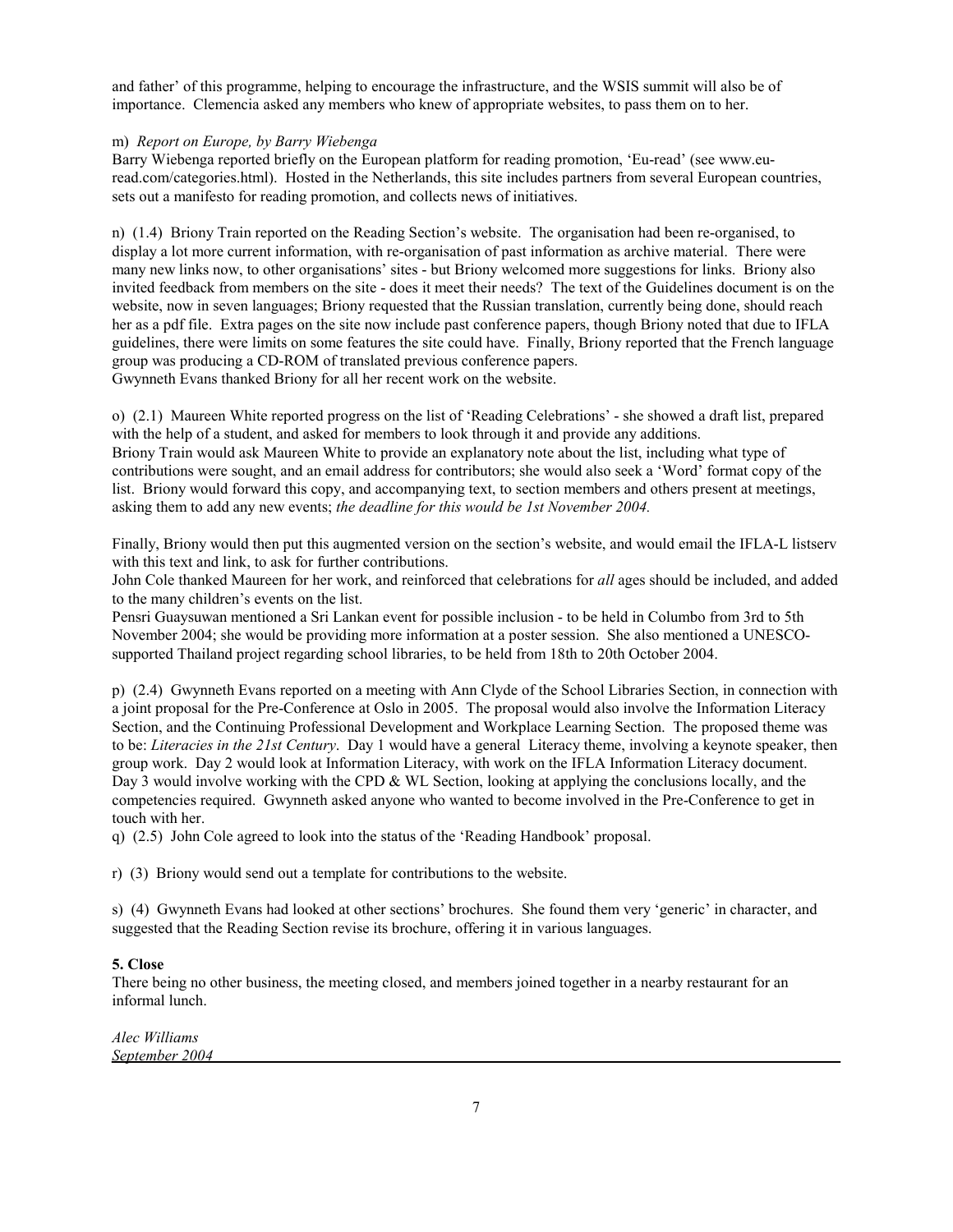and father' of this programme, helping to encourage the infrastructure, and the WSIS summit will also be of importance. Clemencia asked any members who knew of appropriate websites, to pass them on to her.

m) *Report on Europe, by Barry Wiebenga*

Barry Wiebenga reported briefly on the European platform for reading promotion, 'Eu-read' (see www.eu-read.com/categories.html). Hosted in the Netherlands, this site includes partners from several European countries, sets out a manifesto for reading promotion, and collects news of initiatives.

n) (1.4) Briony Train reported on the Reading Section's website. The organisation had been re-organised, to display a lot more current information, with re-organisation of past information as archive material. There were many new links now, to other organisations' sites - but Briony welcomed more suggestions for links. Briony also invited feedback from members on the site - does it meet their needs? The text of the Guidelines document is on the website, now in seven languages; Briony requested that the Russian translation, currently being done, should reach her as a pdf file. Extra pages on the site now include past conference papers, though Briony noted that due to IFLA guidelines, there were limits on some features the site could have. Finally, Briony reported that the French language group was producing a CD-ROM of translated previous conference papers.
Gwynneth Evans thanked Briony for all her recent work on the website.

o) (2.1) Maureen White reported progress on the list of 'Reading Celebrations' - she showed a draft list, prepared with the help of a student, and asked for members to look through it and provide any additions.
Briony Train would ask Maureen White to provide an explanatory note about the list, including what type of contributions were sought, and an email address for contributors; she would also seek a 'Word' format copy of the list. Briony would forward this copy, and accompanying text, to section members and others present at meetings, asking them to add any new events; *the deadline for this would be 1st November 2004.*

Finally, Briony would then put this augmented version on the section's website, and would email the IFLA-L listserv with this text and link, to ask for further contributions.
John Cole thanked Maureen for her work, and reinforced that celebrations for *all* ages should be included, and added to the many children's events on the list.
Pensri Guaysuwan mentioned a Sri Lankan event for possible inclusion - to be held in Columbo from 3rd to 5th November 2004; she would be providing more information at a poster session. She also mentioned a UNESCO-supported Thailand project regarding school libraries, to be held from 18th to 20th October 2004.

p) (2.4) Gwynneth Evans reported on a meeting with Ann Clyde of the School Libraries Section, in connection with a joint proposal for the Pre-Conference at Oslo in 2005. The proposal would also involve the Information Literacy Section, and the Continuing Professional Development and Workplace Learning Section. The proposed theme was to be: *Literacies in the 21st Century*. Day 1 would have a general Literacy theme, involving a keynote speaker, then group work. Day 2 would look at Information Literacy, with work on the IFLA Information Literacy document. Day 3 would involve working with the CPD & WL Section, looking at applying the conclusions locally, and the competencies required. Gwynneth asked anyone who wanted to become involved in the Pre-Conference to get in touch with her.

q) (2.5) John Cole agreed to look into the status of the 'Reading Handbook' proposal.

r) (3) Briony would send out a template for contributions to the website.

s) (4) Gwynneth Evans had looked at other sections' brochures. She found them very 'generic' in character, and suggested that the Reading Section revise its brochure, offering it in various languages.

**5. Close**

There being no other business, the meeting closed, and members joined together in a nearby restaurant for an informal lunch.

*Alec Williams*
*September 2004*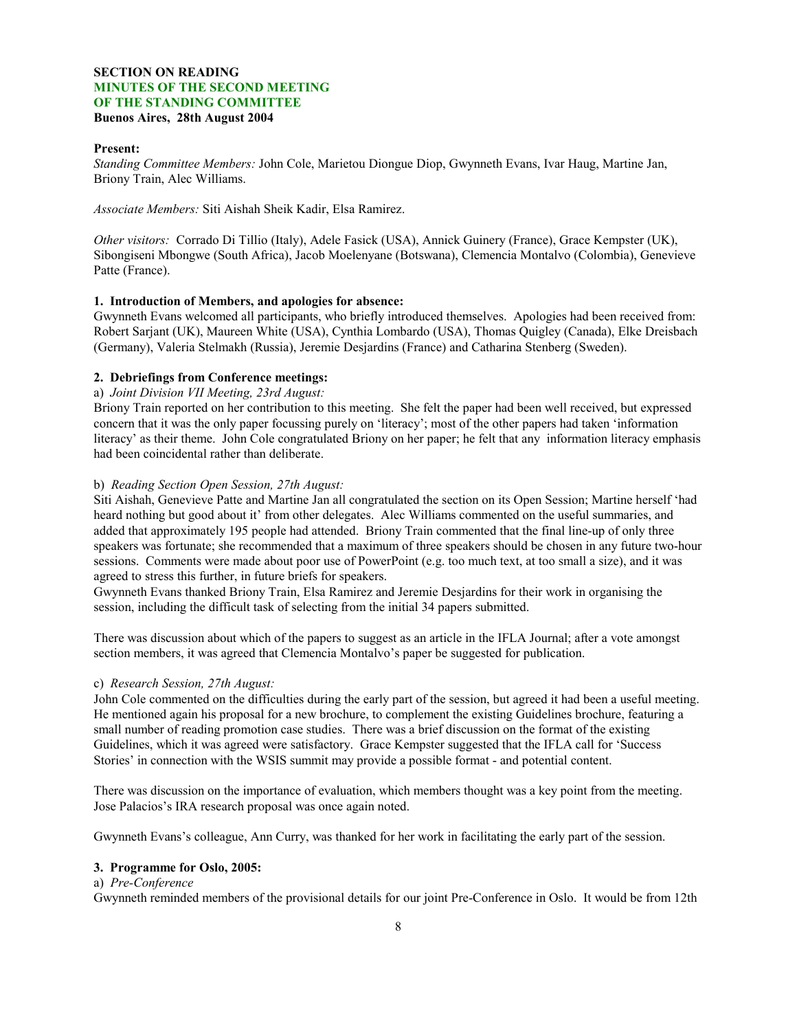**SECTION ON READING**
**MINUTES OF THE SECOND MEETING**
**OF THE STANDING COMMITTEE**
**Buenos Aires, 28th August 2004**

**Present:**
*Standing Committee Members:* John Cole, Marietou Diongue Diop, Gwynneth Evans, Ivar Haug, Martine Jan, Briony Train, Alec Williams.

*Associate Members:* Siti Aishah Sheik Kadir, Elsa Ramirez.

*Other visitors:* Corrado Di Tillio (Italy), Adele Fasick (USA), Annick Guinery (France), Grace Kempster (UK), Sibongiseni Mbongwe (South Africa), Jacob Moelenyane (Botswana), Clemencia Montalvo (Colombia), Genevieve Patte (France).

**1. Introduction of Members, and apologies for absence:**
Gwynneth Evans welcomed all participants, who briefly introduced themselves. Apologies had been received from: Robert Sarjant (UK), Maureen White (USA), Cynthia Lombardo (USA), Thomas Quigley (Canada), Elke Dreisbach (Germany), Valeria Stelmakh (Russia), Jeremie Desjardins (France) and Catharina Stenberg (Sweden).

**2. Debriefings from Conference meetings:**

a) *Joint Division VII Meeting, 23rd August:*
Briony Train reported on her contribution to this meeting. She felt the paper had been well received, but expressed concern that it was the only paper focussing purely on 'literacy'; most of the other papers had taken 'information literacy' as their theme. John Cole congratulated Briony on her paper; he felt that any information literacy emphasis had been coincidental rather than deliberate.

b) *Reading Section Open Session, 27th August:*
Siti Aishah, Genevieve Patte and Martine Jan all congratulated the section on its Open Session; Martine herself 'had heard nothing but good about it' from other delegates. Alec Williams commented on the useful summaries, and added that approximately 195 people had attended. Briony Train commented that the final line-up of only three speakers was fortunate; she recommended that a maximum of three speakers should be chosen in any future two-hour sessions. Comments were made about poor use of PowerPoint (e.g. too much text, at too small a size), and it was agreed to stress this further, in future briefs for speakers.
Gwynneth Evans thanked Briony Train, Elsa Ramirez and Jeremie Desjardins for their work in organising the session, including the difficult task of selecting from the initial 34 papers submitted.

There was discussion about which of the papers to suggest as an article in the IFLA Journal; after a vote amongst section members, it was agreed that Clemencia Montalvo's paper be suggested for publication.

c) *Research Session, 27th August:*
John Cole commented on the difficulties during the early part of the session, but agreed it had been a useful meeting. He mentioned again his proposal for a new brochure, to complement the existing Guidelines brochure, featuring a small number of reading promotion case studies. There was a brief discussion on the format of the existing Guidelines, which it was agreed were satisfactory. Grace Kempster suggested that the IFLA call for 'Success Stories' in connection with the WSIS summit may provide a possible format - and potential content.

There was discussion on the importance of evaluation, which members thought was a key point from the meeting. Jose Palacios's IRA research proposal was once again noted.

Gwynneth Evans's colleague, Ann Curry, was thanked for her work in facilitating the early part of the session.

**3. Programme for Oslo, 2005:**

a) *Pre-Conference*
Gwynneth reminded members of the provisional details for our joint Pre-Conference in Oslo. It would be from 12th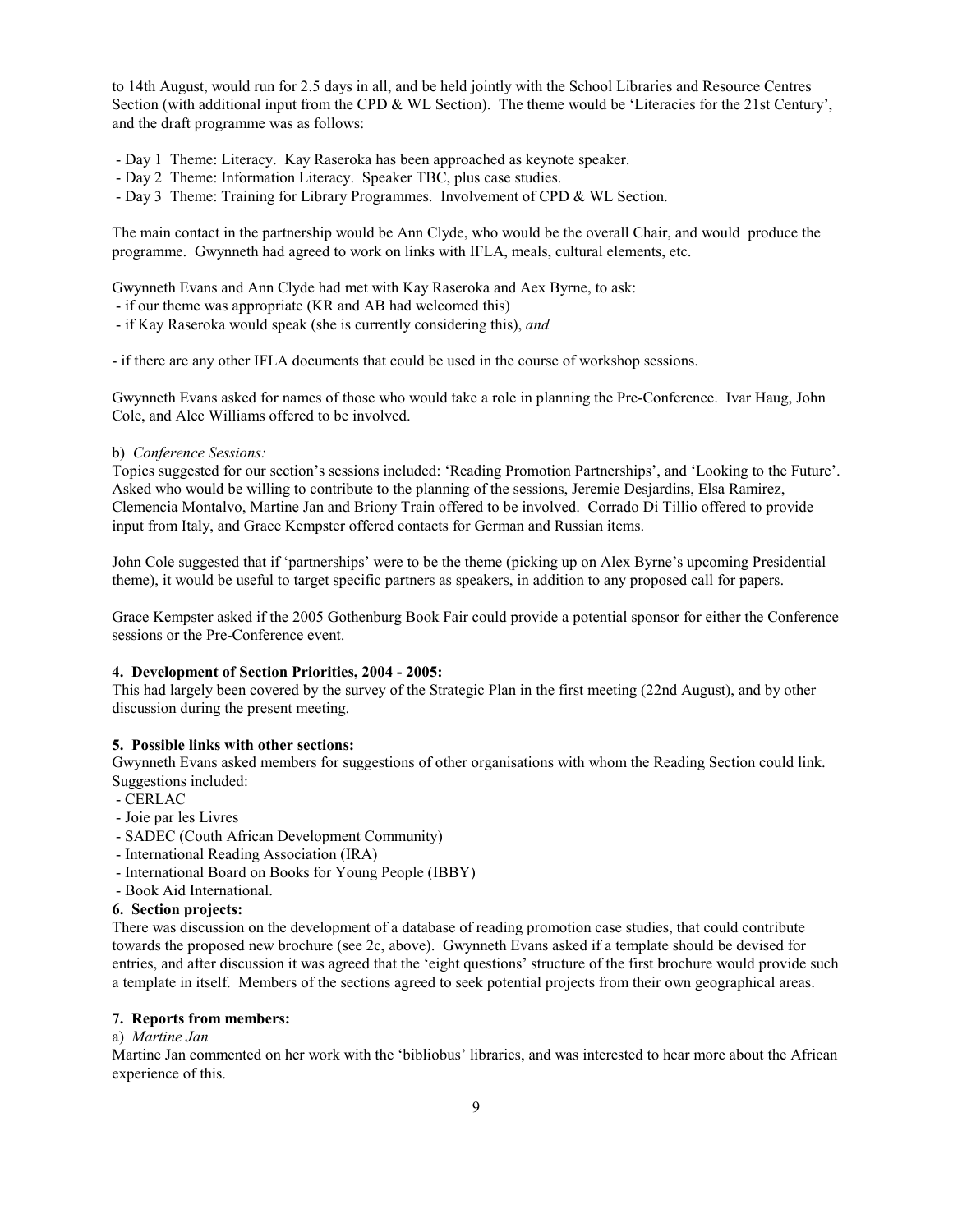to 14th August, would run for 2.5 days in all, and be held jointly with the School Libraries and Resource Centres Section (with additional input from the CPD & WL Section). The theme would be 'Literacies for the 21st Century', and the draft programme was as follows:

- Day 1 Theme: Literacy. Kay Raseroka has been approached as keynote speaker.
- Day 2 Theme: Information Literacy. Speaker TBC, plus case studies.
- Day 3 Theme: Training for Library Programmes. Involvement of CPD & WL Section.

The main contact in the partnership would be Ann Clyde, who would be the overall Chair, and would produce the programme. Gwynneth had agreed to work on links with IFLA, meals, cultural elements, etc.

Gwynneth Evans and Ann Clyde had met with Kay Raseroka and Aex Byrne, to ask:

- if our theme was appropriate (KR and AB had welcomed this)
- if Kay Raseroka would speak (she is currently considering this), *and*

- if there are any other IFLA documents that could be used in the course of workshop sessions.

Gwynneth Evans asked for names of those who would take a role in planning the Pre-Conference. Ivar Haug, John Cole, and Alec Williams offered to be involved.

b) *Conference Sessions:*

Topics suggested for our section's sessions included: 'Reading Promotion Partnerships', and 'Looking to the Future'. Asked who would be willing to contribute to the planning of the sessions, Jeremie Desjardins, Elsa Ramirez, Clemencia Montalvo, Martine Jan and Briony Train offered to be involved. Corrado Di Tillio offered to provide input from Italy, and Grace Kempster offered contacts for German and Russian items.

John Cole suggested that if 'partnerships' were to be the theme (picking up on Alex Byrne's upcoming Presidential theme), it would be useful to target specific partners as speakers, in addition to any proposed call for papers.

Grace Kempster asked if the 2005 Gothenburg Book Fair could provide a potential sponsor for either the Conference sessions or the Pre-Conference event.

**4. Development of Section Priorities, 2004 - 2005:**

This had largely been covered by the survey of the Strategic Plan in the first meeting (22nd August), and by other discussion during the present meeting.

**5. Possible links with other sections:**

Gwynneth Evans asked members for suggestions of other organisations with whom the Reading Section could link. Suggestions included:

- CERLAC
- Joie par les Livres
- SADEC (Couth African Development Community)
- International Reading Association (IRA)
- International Board on Books for Young People (IBBY)
- Book Aid International.

**6. Section projects:**

There was discussion on the development of a database of reading promotion case studies, that could contribute towards the proposed new brochure (see 2c, above). Gwynneth Evans asked if a template should be devised for entries, and after discussion it was agreed that the 'eight questions' structure of the first brochure would provide such a template in itself. Members of the sections agreed to seek potential projects from their own geographical areas.

**7. Reports from members:**

a) *Martine Jan*

Martine Jan commented on her work with the 'bibliobus' libraries, and was interested to hear more about the African experience of this.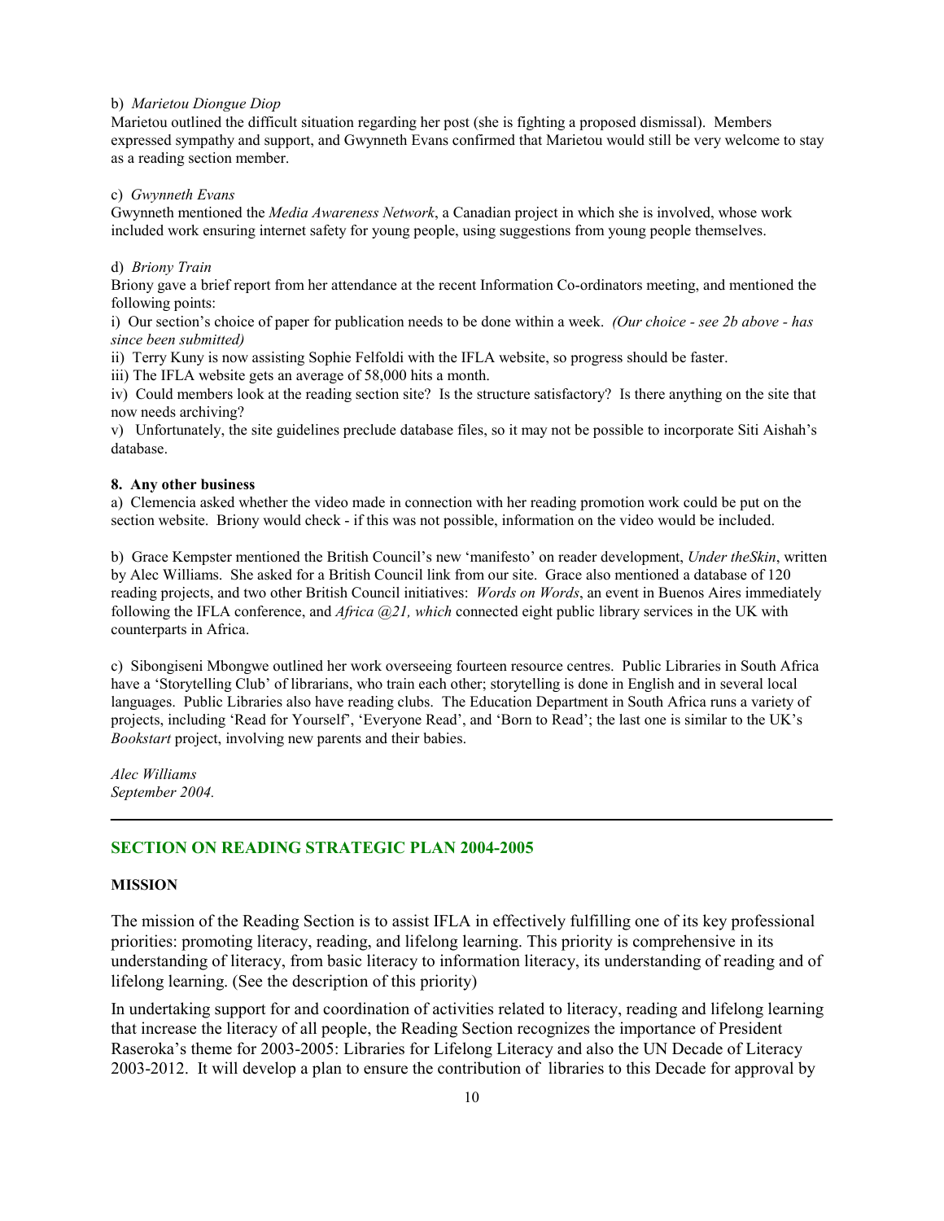b) *Marietou Diongue Diop*

Marietou outlined the difficult situation regarding her post (she is fighting a proposed dismissal). Members expressed sympathy and support, and Gwynneth Evans confirmed that Marietou would still be very welcome to stay as a reading section member.

c) *Gwynneth Evans*

Gwynneth mentioned the *Media Awareness Network*, a Canadian project in which she is involved, whose work included work ensuring internet safety for young people, using suggestions from young people themselves.

d) *Briony Train*

Briony gave a brief report from her attendance at the recent Information Co-ordinators meeting, and mentioned the following points:

i) Our section's choice of paper for publication needs to be done within a week. *(Our choice - see 2b above - has since been submitted)*

ii) Terry Kuny is now assisting Sophie Felfoldi with the IFLA website, so progress should be faster.

iii) The IFLA website gets an average of 58,000 hits a month.

iv) Could members look at the reading section site? Is the structure satisfactory? Is there anything on the site that now needs archiving?

v) Unfortunately, the site guidelines preclude database files, so it may not be possible to incorporate Siti Aishah's database.

**8. Any other business**

a) Clemencia asked whether the video made in connection with her reading promotion work could be put on the section website. Briony would check - if this was not possible, information on the video would be included.

b) Grace Kempster mentioned the British Council's new 'manifesto' on reader development, *Under theSkin*, written by Alec Williams. She asked for a British Council link from our site. Grace also mentioned a database of 120 reading projects, and two other British Council initiatives: *Words on Words*, an event in Buenos Aires immediately following the IFLA conference, and *Africa @21, which* connected eight public library services in the UK with counterparts in Africa.

c) Sibongiseni Mbongwe outlined her work overseeing fourteen resource centres. Public Libraries in South Africa have a 'Storytelling Club' of librarians, who train each other; storytelling is done in English and in several local languages. Public Libraries also have reading clubs. The Education Department in South Africa runs a variety of projects, including 'Read for Yourself', 'Everyone Read', and 'Born to Read'; the last one is similar to the UK's *Bookstart* project, involving new parents and their babies.

*Alec Williams*
*September 2004.*

---

## SECTION ON READING STRATEGIC PLAN 2004-2005

### MISSION

The mission of the Reading Section is to assist IFLA in effectively fulfilling one of its key professional priorities: promoting literacy, reading, and lifelong learning. This priority is comprehensive in its understanding of literacy, from basic literacy to information literacy, its understanding of reading and of lifelong learning. (See the description of this priority)

In undertaking support for and coordination of activities related to literacy, reading and lifelong learning that increase the literacy of all people, the Reading Section recognizes the importance of President Raseroka's theme for 2003-2005: Libraries for Lifelong Literacy and also the UN Decade of Literacy 2003-2012. It will develop a plan to ensure the contribution of libraries to this Decade for approval by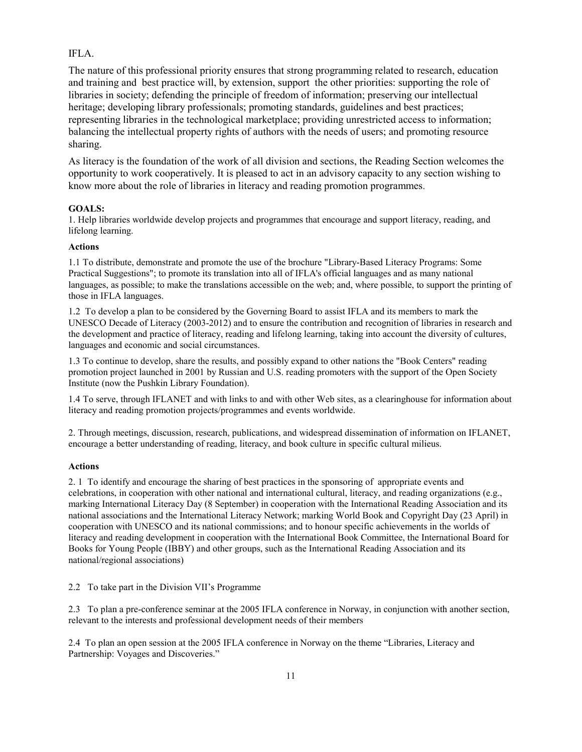IFLA.

The nature of this professional priority ensures that strong programming related to research, education and training and best practice will, by extension, support the other priorities: supporting the role of libraries in society; defending the principle of freedom of information; preserving our intellectual heritage; developing library professionals; promoting standards, guidelines and best practices; representing libraries in the technological marketplace; providing unrestricted access to information; balancing the intellectual property rights of authors with the needs of users; and promoting resource sharing.

As literacy is the foundation of the work of all division and sections, the Reading Section welcomes the opportunity to work cooperatively. It is pleased to act in an advisory capacity to any section wishing to know more about the role of libraries in literacy and reading promotion programmes.

**GOALS:**

1. Help libraries worldwide develop projects and programmes that encourage and support literacy, reading, and lifelong learning.

**Actions**

1.1 To distribute, demonstrate and promote the use of the brochure "Library-Based Literacy Programs: Some Practical Suggestions"; to promote its translation into all of IFLA's official languages and as many national languages, as possible; to make the translations accessible on the web; and, where possible, to support the printing of those in IFLA languages.

1.2 To develop a plan to be considered by the Governing Board to assist IFLA and its members to mark the UNESCO Decade of Literacy (2003-2012) and to ensure the contribution and recognition of libraries in research and the development and practice of literacy, reading and lifelong learning, taking into account the diversity of cultures, languages and economic and social circumstances.

1.3 To continue to develop, share the results, and possibly expand to other nations the "Book Centers" reading promotion project launched in 2001 by Russian and U.S. reading promoters with the support of the Open Society Institute (now the Pushkin Library Foundation).

1.4 To serve, through IFLANET and with links to and with other Web sites, as a clearinghouse for information about literacy and reading promotion projects/programmes and events worldwide.

2. Through meetings, discussion, research, publications, and widespread dissemination of information on IFLANET, encourage a better understanding of reading, literacy, and book culture in specific cultural milieus.

**Actions**

2. 1 To identify and encourage the sharing of best practices in the sponsoring of appropriate events and celebrations, in cooperation with other national and international cultural, literacy, and reading organizations (e.g., marking International Literacy Day (8 September) in cooperation with the International Reading Association and its national associations and the International Literacy Network; marking World Book and Copyright Day (23 April) in cooperation with UNESCO and its national commissions; and to honour specific achievements in the worlds of literacy and reading development in cooperation with the International Book Committee, the International Board for Books for Young People (IBBY) and other groups, such as the International Reading Association and its national/regional associations)

2.2 To take part in the Division VII's Programme

2.3 To plan a pre-conference seminar at the 2005 IFLA conference in Norway, in conjunction with another section, relevant to the interests and professional development needs of their members

2.4 To plan an open session at the 2005 IFLA conference in Norway on the theme "Libraries, Literacy and Partnership: Voyages and Discoveries."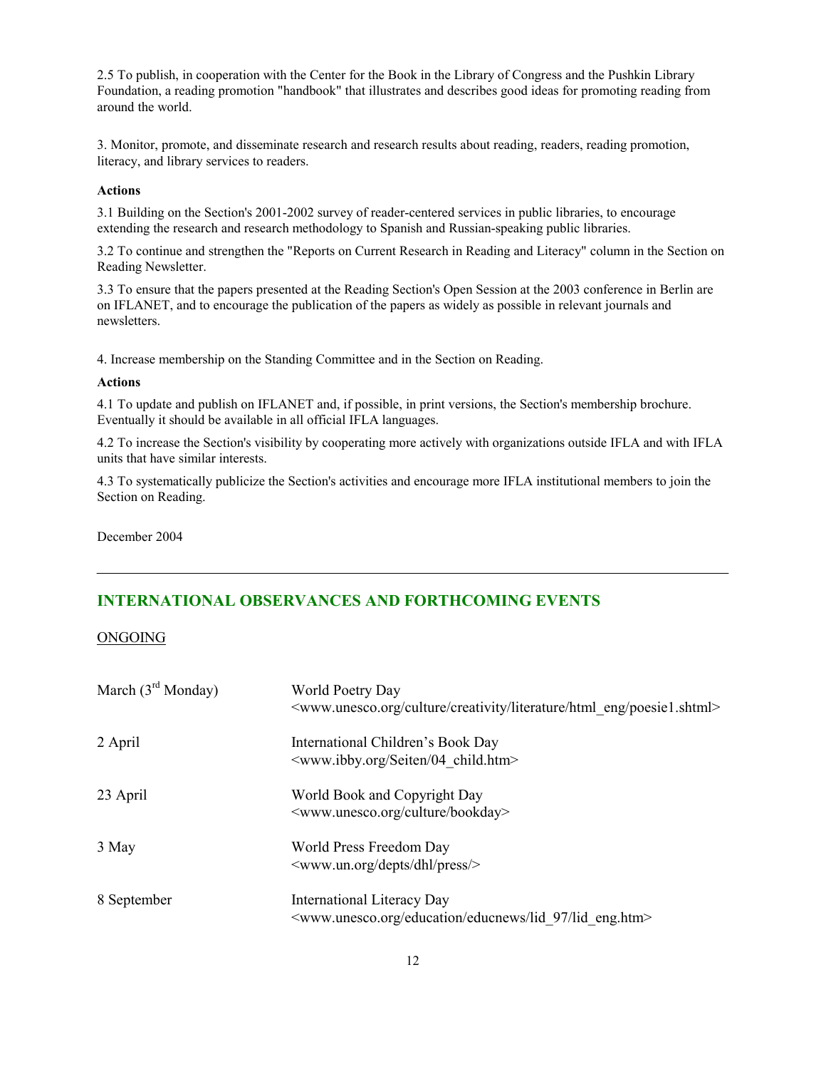2.5 To publish, in cooperation with the Center for the Book in the Library of Congress and the Pushkin Library Foundation, a reading promotion "handbook" that illustrates and describes good ideas for promoting reading from around the world.

3. Monitor, promote, and disseminate research and research results about reading, readers, reading promotion, literacy, and library services to readers.

**Actions**

3.1 Building on the Section's 2001-2002 survey of reader-centered services in public libraries, to encourage extending the research and research methodology to Spanish and Russian-speaking public libraries.

3.2 To continue and strengthen the "Reports on Current Research in Reading and Literacy" column in the Section on Reading Newsletter.

3.3 To ensure that the papers presented at the Reading Section's Open Session at the 2003 conference in Berlin are on IFLANET, and to encourage the publication of the papers as widely as possible in relevant journals and newsletters.

4. Increase membership on the Standing Committee and in the Section on Reading.

**Actions**

4.1 To update and publish on IFLANET and, if possible, in print versions, the Section's membership brochure. Eventually it should be available in all official IFLA languages.

4.2 To increase the Section's visibility by cooperating more actively with organizations outside IFLA and with IFLA units that have similar interests.

4.3 To systematically publicize the Section's activities and encourage more IFLA institutional members to join the Section on Reading.

December 2004

---

## INTERNATIONAL OBSERVANCES AND FORTHCOMING EVENTS

ONGOING

| | |
|---|---|
| March (3rd Monday) | World Poetry Day <www.unesco.org/culture/creativity/literature/html_eng/poesie1.shtml> |
| 2 April | International Children's Book Day <www.ibby.org/Seiten/04_child.htm> |
| 23 April | World Book and Copyright Day <www.unesco.org/culture/bookday> |
| 3 May | World Press Freedom Day <www.un.org/depts/dhl/press/> |
| 8 September | International Literacy Day <www.unesco.org/education/educnews/lid_97/lid_eng.htm> |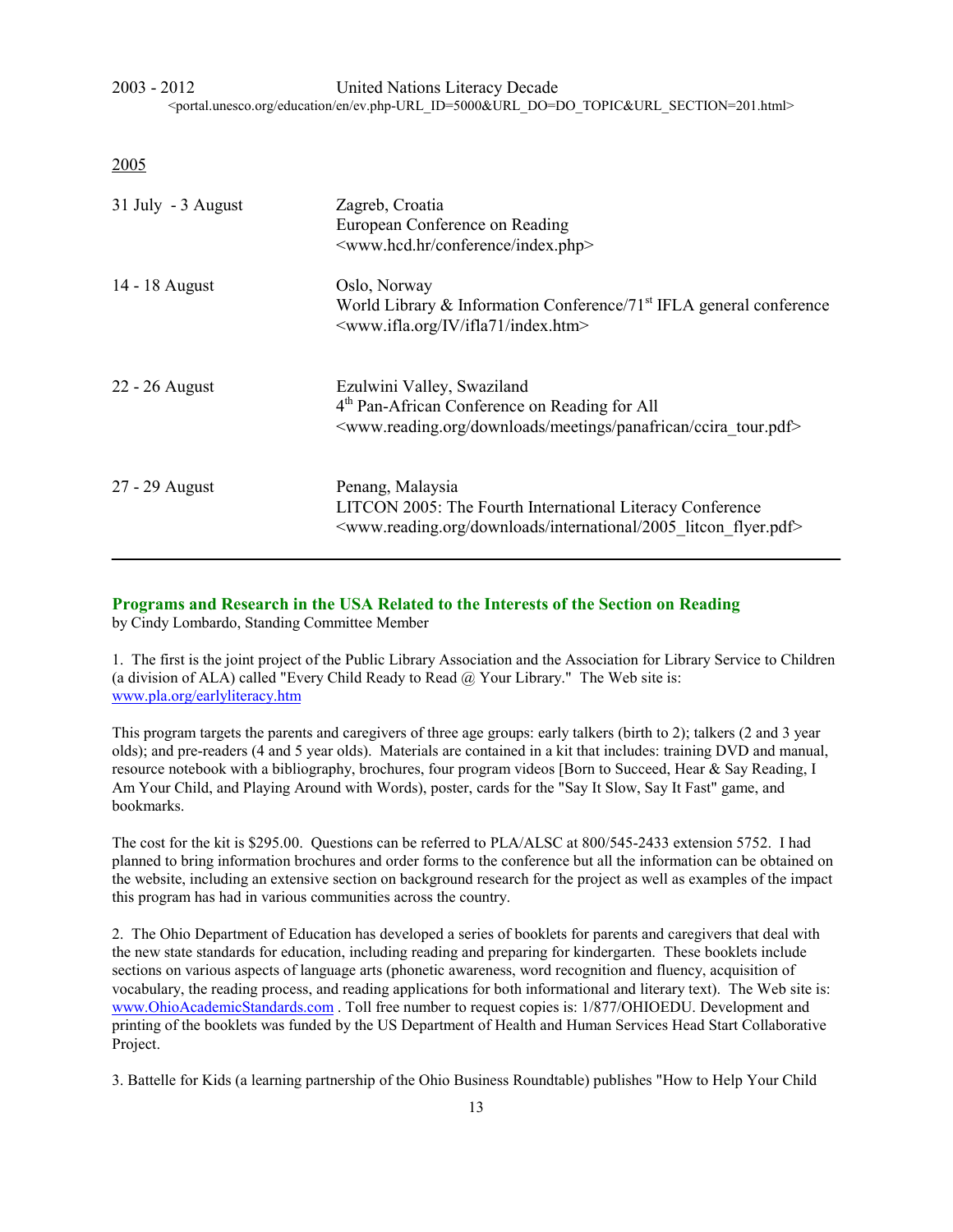2003 - 2012 United Nations Literacy Decade
<portal.unesco.org/education/en/ev.php-URL_ID=5000&URL_DO=DO_TOPIC&URL_SECTION=201.html>

2005

| | |
|---|---|
| 31 July - 3 August | Zagreb, Croatia<br>European Conference on Reading<br><www.hcd.hr/conference/index.php> |
| 14 - 18 August | Oslo, Norway<br>World Library & Information Conference/71st IFLA general conference<br><www.ifla.org/IV/ifla71/index.htm> |
| 22 - 26 August | Ezulwini Valley, Swaziland<br>4th Pan-African Conference on Reading for All<br><www.reading.org/downloads/meetings/panafrican/ccira_tour.pdf> |
| 27 - 29 August | Penang, Malaysia<br>LITCON 2005: The Fourth International Literacy Conference<br><www.reading.org/downloads/international/2005_litcon_flyer.pdf> |

---

## Programs and Research in the USA Related to the Interests of the Section on Reading

by Cindy Lombardo, Standing Committee Member

1. The first is the joint project of the Public Library Association and the Association for Library Service to Children (a division of ALA) called "Every Child Ready to Read @ Your Library." The Web site is: www.pla.org/earlyliteracy.htm

This program targets the parents and caregivers of three age groups: early talkers (birth to 2); talkers (2 and 3 year olds); and pre-readers (4 and 5 year olds). Materials are contained in a kit that includes: training DVD and manual, resource notebook with a bibliography, brochures, four program videos [Born to Succeed, Hear & Say Reading, I Am Your Child, and Playing Around with Words), poster, cards for the "Say It Slow, Say It Fast" game, and bookmarks.

The cost for the kit is $295.00. Questions can be referred to PLA/ALSC at 800/545-2433 extension 5752. I had planned to bring information brochures and order forms to the conference but all the information can be obtained on the website, including an extensive section on background research for the project as well as examples of the impact this program has had in various communities across the country.

2. The Ohio Department of Education has developed a series of booklets for parents and caregivers that deal with the new state standards for education, including reading and preparing for kindergarten. These booklets include sections on various aspects of language arts (phonetic awareness, word recognition and fluency, acquisition of vocabulary, the reading process, and reading applications for both informational and literary text). The Web site is: www.OhioAcademicStandards.com . Toll free number to request copies is: 1/877/OHIOEDU. Development and printing of the booklets was funded by the US Department of Health and Human Services Head Start Collaborative Project.

3. Battelle for Kids (a learning partnership of the Ohio Business Roundtable) publishes "How to Help Your Child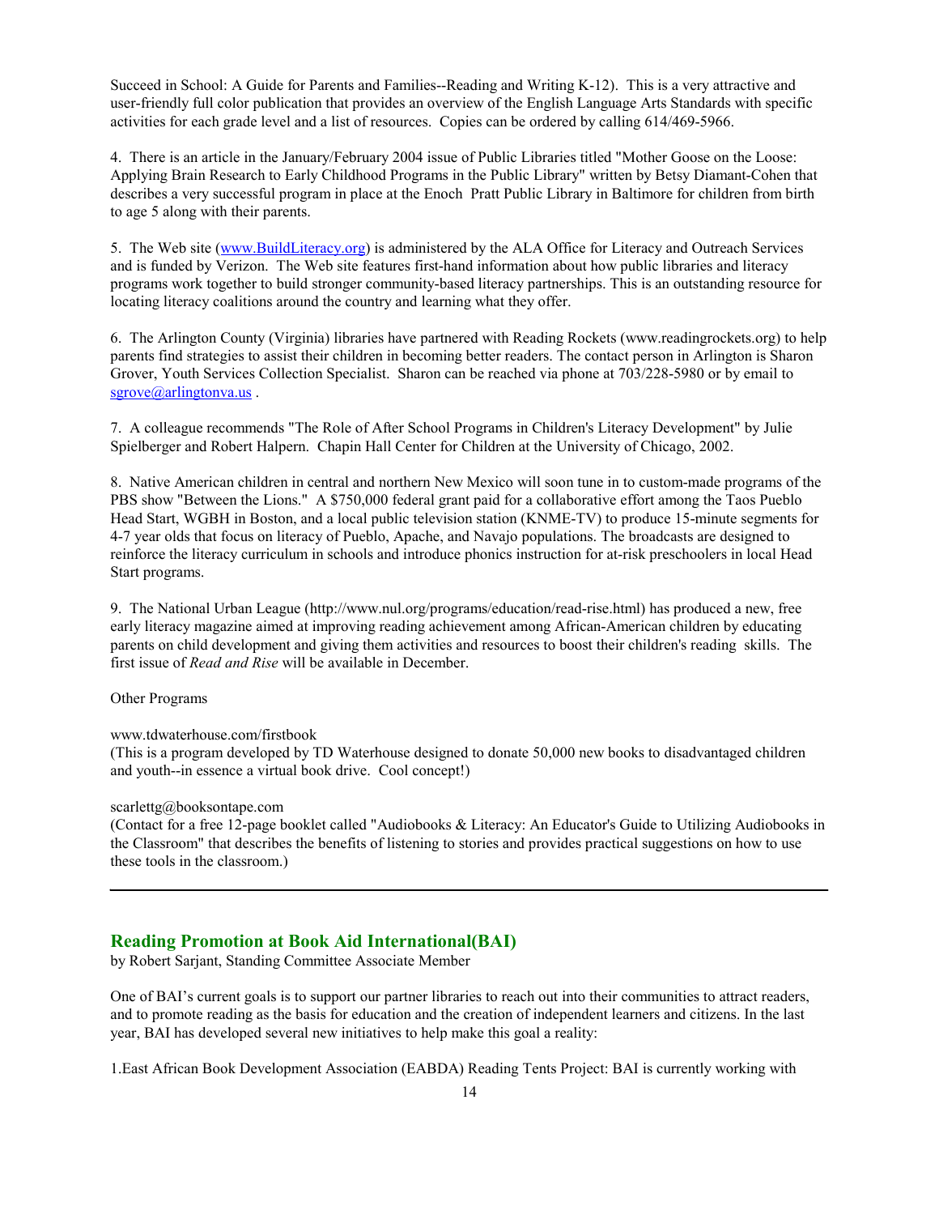Succeed in School: A Guide for Parents and Families--Reading and Writing K-12). This is a very attractive and user-friendly full color publication that provides an overview of the English Language Arts Standards with specific activities for each grade level and a list of resources. Copies can be ordered by calling 614/469-5966.

4. There is an article in the January/February 2004 issue of Public Libraries titled "Mother Goose on the Loose: Applying Brain Research to Early Childhood Programs in the Public Library" written by Betsy Diamant-Cohen that describes a very successful program in place at the Enoch Pratt Public Library in Baltimore for children from birth to age 5 along with their parents.

5. The Web site (www.BuildLiteracy.org) is administered by the ALA Office for Literacy and Outreach Services and is funded by Verizon. The Web site features first-hand information about how public libraries and literacy programs work together to build stronger community-based literacy partnerships. This is an outstanding resource for locating literacy coalitions around the country and learning what they offer.

6. The Arlington County (Virginia) libraries have partnered with Reading Rockets (www.readingrockets.org) to help parents find strategies to assist their children in becoming better readers. The contact person in Arlington is Sharon Grover, Youth Services Collection Specialist. Sharon can be reached via phone at 703/228-5980 or by email to sgrove@arlingtonva.us .

7. A colleague recommends "The Role of After School Programs in Children's Literacy Development" by Julie Spielberger and Robert Halpern. Chapin Hall Center for Children at the University of Chicago, 2002.

8. Native American children in central and northern New Mexico will soon tune in to custom-made programs of the PBS show "Between the Lions." A $750,000 federal grant paid for a collaborative effort among the Taos Pueblo Head Start, WGBH in Boston, and a local public television station (KNME-TV) to produce 15-minute segments for 4-7 year olds that focus on literacy of Pueblo, Apache, and Navajo populations. The broadcasts are designed to reinforce the literacy curriculum in schools and introduce phonics instruction for at-risk preschoolers in local Head Start programs.

9. The National Urban League (http://www.nul.org/programs/education/read-rise.html) has produced a new, free early literacy magazine aimed at improving reading achievement among African-American children by educating parents on child development and giving them activities and resources to boost their children's reading skills. The first issue of *Read and Rise* will be available in December.

Other Programs

www.tdwaterhouse.com/firstbook
(This is a program developed by TD Waterhouse designed to donate 50,000 new books to disadvantaged children and youth--in essence a virtual book drive. Cool concept!)

scarlettg@booksontape.com
(Contact for a free 12-page booklet called "Audiobooks & Literacy: An Educator's Guide to Utilizing Audiobooks in the Classroom" that describes the benefits of listening to stories and provides practical suggestions on how to use these tools in the classroom.)

---

## Reading Promotion at Book Aid International(BAI)

by Robert Sarjant, Standing Committee Associate Member

One of BAI's current goals is to support our partner libraries to reach out into their communities to attract readers, and to promote reading as the basis for education and the creation of independent learners and citizens. In the last year, BAI has developed several new initiatives to help make this goal a reality:

1.East African Book Development Association (EABDA) Reading Tents Project: BAI is currently working with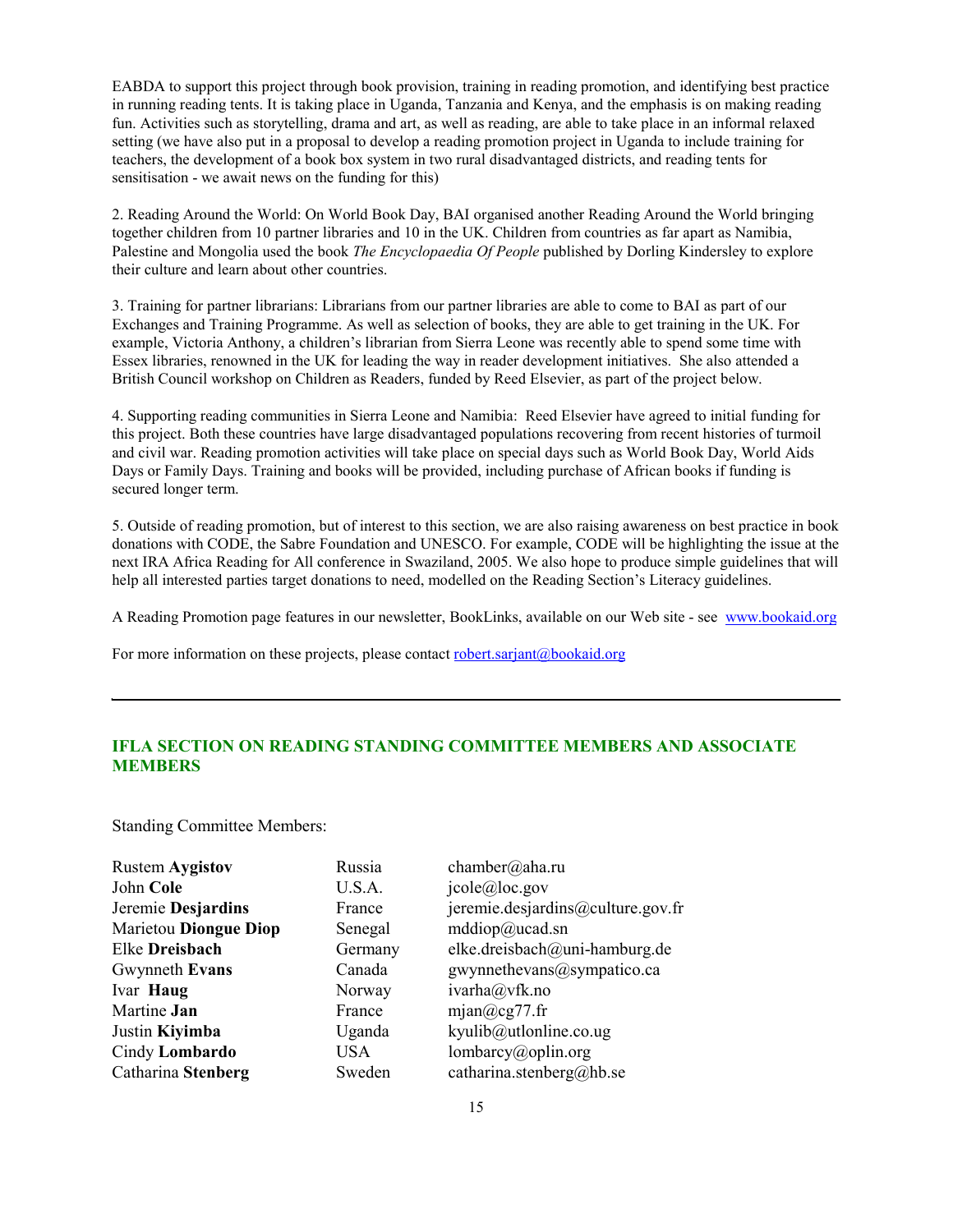EABDA to support this project through book provision, training in reading promotion, and identifying best practice in running reading tents. It is taking place in Uganda, Tanzania and Kenya, and the emphasis is on making reading fun. Activities such as storytelling, drama and art, as well as reading, are able to take place in an informal relaxed setting (we have also put in a proposal to develop a reading promotion project in Uganda to include training for teachers, the development of a book box system in two rural disadvantaged districts, and reading tents for sensitisation - we await news on the funding for this)

2. Reading Around the World: On World Book Day, BAI organised another Reading Around the World bringing together children from 10 partner libraries and 10 in the UK. Children from countries as far apart as Namibia, Palestine and Mongolia used the book *The Encyclopaedia Of People* published by Dorling Kindersley to explore their culture and learn about other countries.

3. Training for partner librarians: Librarians from our partner libraries are able to come to BAI as part of our Exchanges and Training Programme. As well as selection of books, they are able to get training in the UK. For example, Victoria Anthony, a children's librarian from Sierra Leone was recently able to spend some time with Essex libraries, renowned in the UK for leading the way in reader development initiatives. She also attended a British Council workshop on Children as Readers, funded by Reed Elsevier, as part of the project below.

4. Supporting reading communities in Sierra Leone and Namibia: Reed Elsevier have agreed to initial funding for this project. Both these countries have large disadvantaged populations recovering from recent histories of turmoil and civil war. Reading promotion activities will take place on special days such as World Book Day, World Aids Days or Family Days. Training and books will be provided, including purchase of African books if funding is secured longer term.

5. Outside of reading promotion, but of interest to this section, we are also raising awareness on best practice in book donations with CODE, the Sabre Foundation and UNESCO. For example, CODE will be highlighting the issue at the next IRA Africa Reading for All conference in Swaziland, 2005. We also hope to produce simple guidelines that will help all interested parties target donations to need, modelled on the Reading Section's Literacy guidelines.

A Reading Promotion page features in our newsletter, BookLinks, available on our Web site - see www.bookaid.org

For more information on these projects, please contact robert.sarjant@bookaid.org

---

## IFLA SECTION ON READING STANDING COMMITTEE MEMBERS AND ASSOCIATE MEMBERS

Standing Committee Members:

| | | |
|---|---|---|
| Rustem **Aygistov** | Russia | chamber@aha.ru |
| John **Cole** | U.S.A. | jcole@loc.gov |
| Jeremie **Desjardins** | France | jeremie.desjardins@culture.gov.fr |
| Marietou **Diongue Diop** | Senegal | mddiop@ucad.sn |
| Elke **Dreisbach** | Germany | elke.dreisbach@uni-hamburg.de |
| Gwynneth **Evans** | Canada | gwynnethevans@sympatico.ca |
| Ivar **Haug** | Norway | ivarha@vfk.no |
| Martine **Jan** | France | mjan@cg77.fr |
| Justin **Kiyimba** | Uganda | kyulib@utlonline.co.ug |
| Cindy **Lombardo** | USA | lombarcy@oplin.org |
| Catharina **Stenberg** | Sweden | catharina.stenberg@hb.se |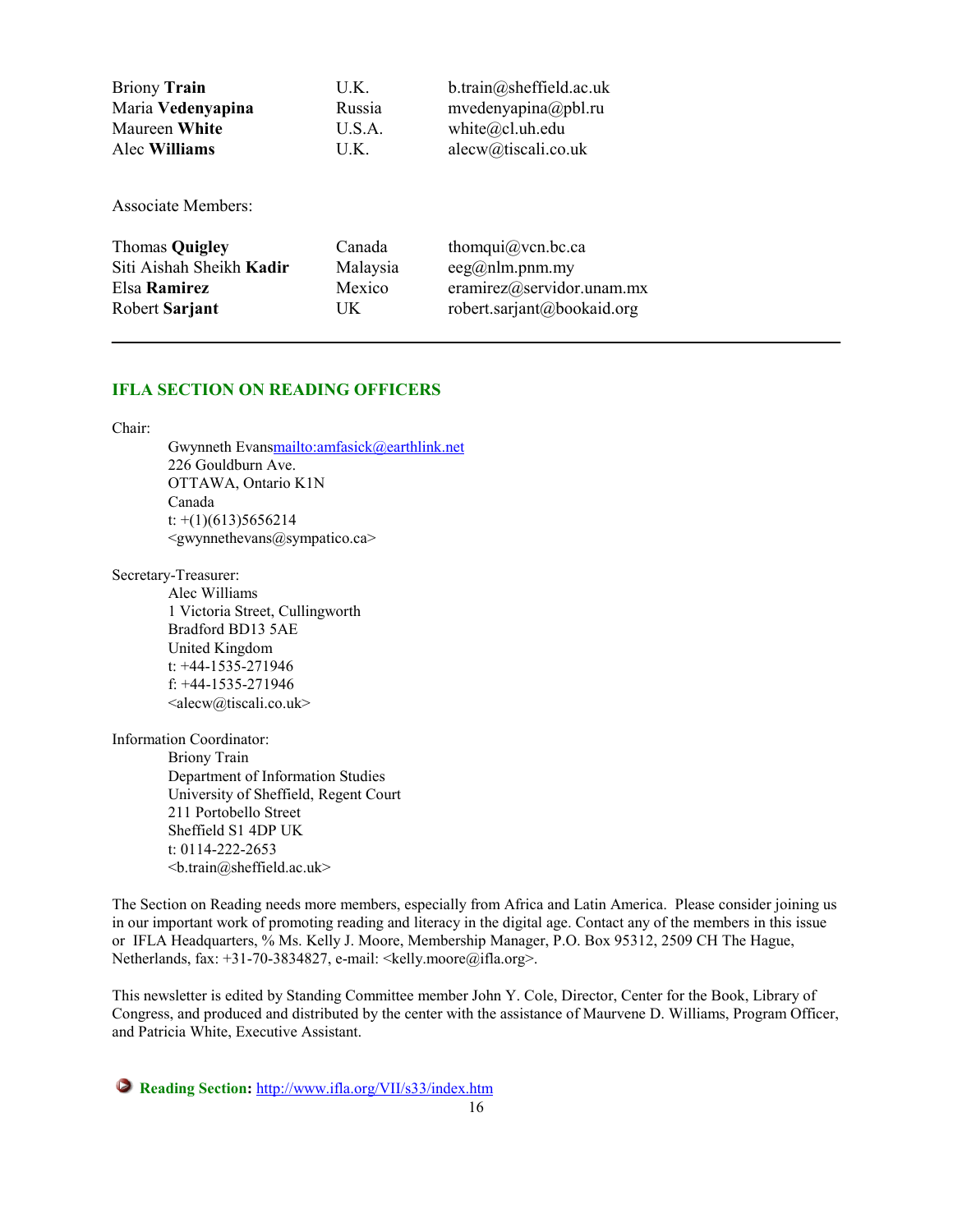| | | |
|---|---|---|
| Briony **Train** | U.K. | b.train@sheffield.ac.uk |
| Maria **Vedenyapina** | Russia | mvedenyapina@pbl.ru |
| Maureen **White** | U.S.A. | white@cl.uh.edu |
| Alec **Williams** | U.K. | alecw@tiscali.co.uk |

Associate Members:

| | | |
|---|---|---|
| Thomas **Quigley** | Canada | thomqui@vcn.bc.ca |
| Siti Aishah Sheikh **Kadir** | Malaysia | eeg@nlm.pnm.my |
| Elsa **Ramirez** | Mexico | eramirez@servidor.unam.mx |
| Robert **Sarjant** | UK | robert.sarjant@bookaid.org |

---

## IFLA SECTION ON READING OFFICERS

Chair:

Gwynneth Evans[mailto:amfasick@earthlink.net](mailto:amfasick@earthlink.net)
226 Gouldburn Ave.
OTTAWA, Ontario K1N
Canada
t: +(1)(613)5656214
<gwynnethevans@sympatico.ca>

Secretary-Treasurer:

Alec Williams
1 Victoria Street, Cullingworth
Bradford BD13 5AE
United Kingdom
t: +44-1535-271946
f: +44-1535-271946
<alecw@tiscali.co.uk>

Information Coordinator:

Briony Train
Department of Information Studies
University of Sheffield, Regent Court
211 Portobello Street
Sheffield S1 4DP UK
t: 0114-222-2653
<b.train@sheffield.ac.uk>

The Section on Reading needs more members, especially from Africa and Latin America. Please consider joining us in our important work of promoting reading and literacy in the digital age. Contact any of the members in this issue or IFLA Headquarters, % Ms. Kelly J. Moore, Membership Manager, P.O. Box 95312, 2509 CH The Hague, Netherlands, fax: +31-70-3834827, e-mail: <kelly.moore@ifla.org>.

This newsletter is edited by Standing Committee member John Y. Cole, Director, Center for the Book, Library of Congress, and produced and distributed by the center with the assistance of Maurvene D. Williams, Program Officer, and Patricia White, Executive Assistant.

**Reading Section:** [http://www.ifla.org/VII/s33/index.htm](http://www.ifla.org/VII/s33/index.htm)